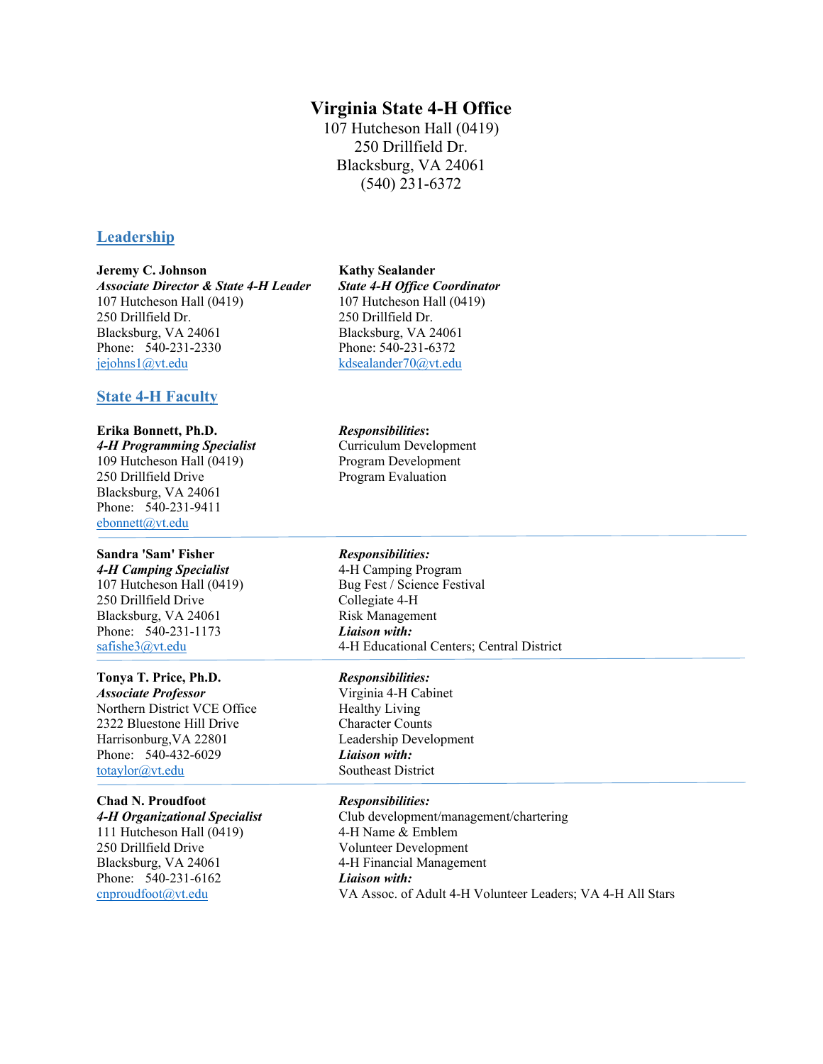# Virginia State 4-H Office

107 Hutcheson Hall (0419)
250 Drillfield Dr.
Blacksburg, VA 24061
(540) 231-6372

## Leadership

**Jeremy C. Johnson**
***Associate Director & State 4-H Leader***
107 Hutcheson Hall (0419)
250 Drillfield Dr.
Blacksburg, VA 24061
Phone: 540-231-2330
jejohns1@vt.edu

**Kathy Sealander**
***State 4-H Office Coordinator***
107 Hutcheson Hall (0419)
250 Drillfield Dr.
Blacksburg, VA 24061
Phone: 540-231-6372
kdsealander70@vt.edu

## State 4-H Faculty

**Erika Bonnett, Ph.D.**
***4-H Programming Specialist***
109 Hutcheson Hall (0419)
250 Drillfield Drive
Blacksburg, VA 24061
Phone: 540-231-9411
ebonnett@vt.edu

***Responsibilities*:**
Curriculum Development
Program Development
Program Evaluation

---

**Sandra 'Sam' Fisher**
***4-H Camping Specialist***
107 Hutcheson Hall (0419)
250 Drillfield Drive
Blacksburg, VA 24061
Phone: 540-231-1173
safishe3@vt.edu

***Responsibilities:***
4-H Camping Program
Bug Fest / Science Festival
Collegiate 4-H
Risk Management
***Liaison with:***
4-H Educational Centers; Central District

---

**Tonya T. Price, Ph.D.**
***Associate Professor***
Northern District VCE Office
2322 Bluestone Hill Drive
Harrisonburg,VA 22801
Phone: 540-432-6029
totaylor@vt.edu

***Responsibilities:***
Virginia 4-H Cabinet
Healthy Living
Character Counts
Leadership Development
***Liaison with:***
Southeast District

---

**Chad N. Proudfoot**
***4-H Organizational Specialist***
111 Hutcheson Hall (0419)
250 Drillfield Drive
Blacksburg, VA 24061
Phone: 540-231-6162
cnproudfoot@vt.edu

***Responsibilities:***
Club development/management/chartering
4-H Name & Emblem
Volunteer Development
4-H Financial Management
***Liaison with:***
VA Assoc. of Adult 4-H Volunteer Leaders; VA 4-H All Stars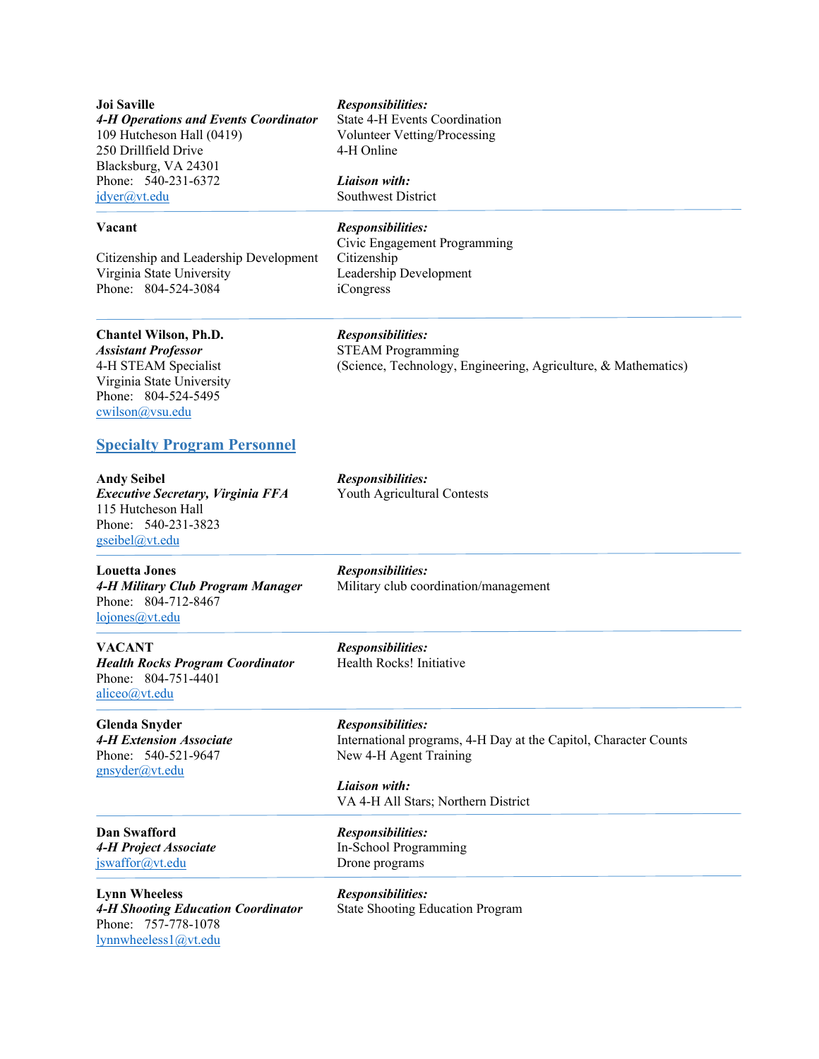**Joi Saville**
***4-H Operations and Events Coordinator***
109 Hutcheson Hall (0419)
250 Drillfield Drive
Blacksburg, VA 24301
Phone: 540-231-6372
jdyer@vt.edu

***Responsibilities:***
State 4-H Events Coordination
Volunteer Vetting/Processing
4-H Online

***Liaison with:***
Southwest District

---

**Vacant**

Citizenship and Leadership Development
Virginia State University
Phone: 804-524-3084

***Responsibilities:***
Civic Engagement Programming
Citizenship
Leadership Development
iCongress

---

**Chantel Wilson, Ph.D.**
***Assistant Professor***
4-H STEAM Specialist
Virginia State University
Phone: 804-524-5495
cwilson@vsu.edu

***Responsibilities:***
STEAM Programming
(Science, Technology, Engineering, Agriculture, & Mathematics)

## Specialty Program Personnel

**Andy Seibel**
***Executive Secretary, Virginia FFA***
115 Hutcheson Hall
Phone: 540-231-3823
gseibel@vt.edu

***Responsibilities:***
Youth Agricultural Contests

---

**Louetta Jones**
***4-H Military Club Program Manager***
Phone: 804-712-8467
lojones@vt.edu

***Responsibilities:***
Military club coordination/management

---

**VACANT**
***Health Rocks Program Coordinator***
Phone: 804-751-4401
aliceo@vt.edu

***Responsibilities:***
Health Rocks! Initiative

---

**Glenda Snyder**
***4-H Extension Associate***
Phone: 540-521-9647
gnsyder@vt.edu

***Responsibilities:***
International programs, 4-H Day at the Capitol, Character Counts
New 4-H Agent Training

***Liaison with:***
VA 4-H All Stars; Northern District

---

**Dan Swafford**
***4-H Project Associate***
jswaffor@vt.edu

***Responsibilities:***
In-School Programming
Drone programs

---

**Lynn Wheeless**
***4-H Shooting Education Coordinator***
Phone: 757-778-1078
lynnwheeless1@vt.edu

***Responsibilities:***
State Shooting Education Program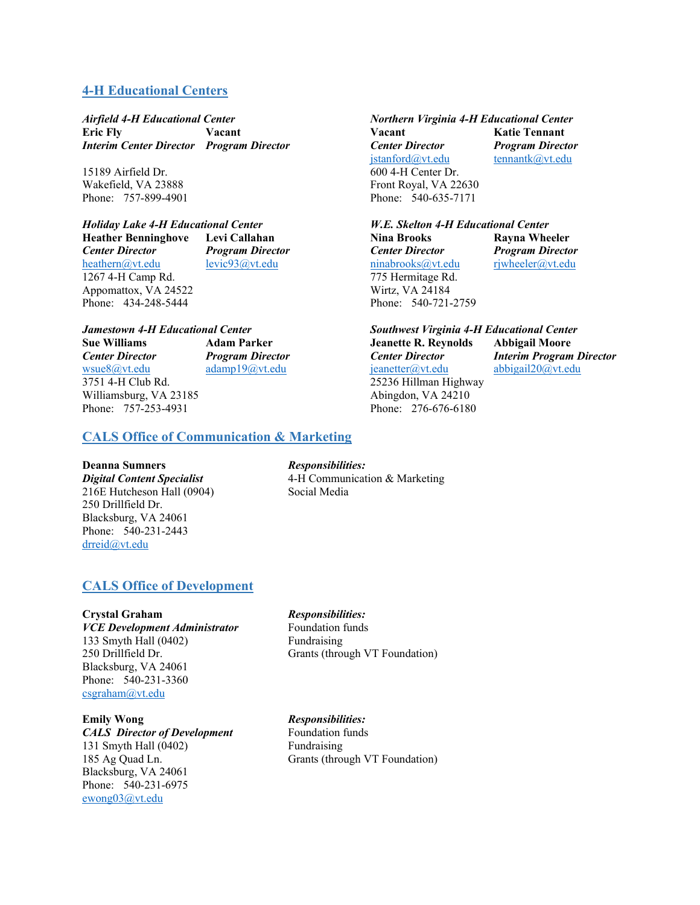## 4-H Educational Centers

*Airfield 4-H Educational Center*

**Eric Fly**
***Interim Center Director***

**Vacant**
***Program Director***

15189 Airfield Dr.
Wakefield, VA 23888
Phone: 757-899-4901

*Holiday Lake 4-H Educational Center*

**Heather Benninghove**
***Center Director***
heathern@vt.edu

**Levi Callahan**
***Program Director***
levic93@vt.edu

1267 4-H Camp Rd.
Appomattox, VA 24522
Phone: 434-248-5444

*Jamestown 4-H Educational Center*

**Sue Williams**
***Center Director***
wsue8@vt.edu

**Adam Parker**
***Program Director***
adamp19@vt.edu

3751 4-H Club Rd.
Williamsburg, VA 23185
Phone: 757-253-4931

*Northern Virginia 4-H Educational Center*

**Vacant**
***Center Director***
jstanford@vt.edu

**Katie Tennant**
***Program Director***
tennantk@vt.edu

600 4-H Center Dr.
Front Royal, VA 22630
Phone: 540-635-7171

*W.E. Skelton 4-H Educational Center*

**Nina Brooks**
***Center Director***
ninabrooks@vt.edu

**Rayna Wheeler**
***Program Director***
rjwheeler@vt.edu

775 Hermitage Rd.
Wirtz, VA 24184
Phone: 540-721-2759

*Southwest Virginia 4-H Educational Center*

**Jeanette R. Reynolds**
***Center Director***
jeanetter@vt.edu

**Abbigail Moore**
***Interim Program Director***
abbigail20@vt.edu

25236 Hillman Highway
Abingdon, VA 24210
Phone: 276-676-6180

## CALS Office of Communication & Marketing

**Deanna Sumners**
***Digital Content Specialist***
216E Hutcheson Hall (0904)
250 Drillfield Dr.
Blacksburg, VA 24061
Phone: 540-231-2443
drreid@vt.edu

***Responsibilities:***
4-H Communication & Marketing
Social Media

## CALS Office of Development

**Crystal Graham**
***VCE Development Administrator***
133 Smyth Hall (0402)
250 Drillfield Dr.
Blacksburg, VA 24061
Phone: 540-231-3360
csgraham@vt.edu

***Responsibilities:***
Foundation funds
Fundraising
Grants (through VT Foundation)

**Emily Wong**
***CALS Director of Development***
131 Smyth Hall (0402)
185 Ag Quad Ln.
Blacksburg, VA 24061
Phone: 540-231-6975
ewong03@vt.edu

***Responsibilities:***
Foundation funds
Fundraising
Grants (through VT Foundation)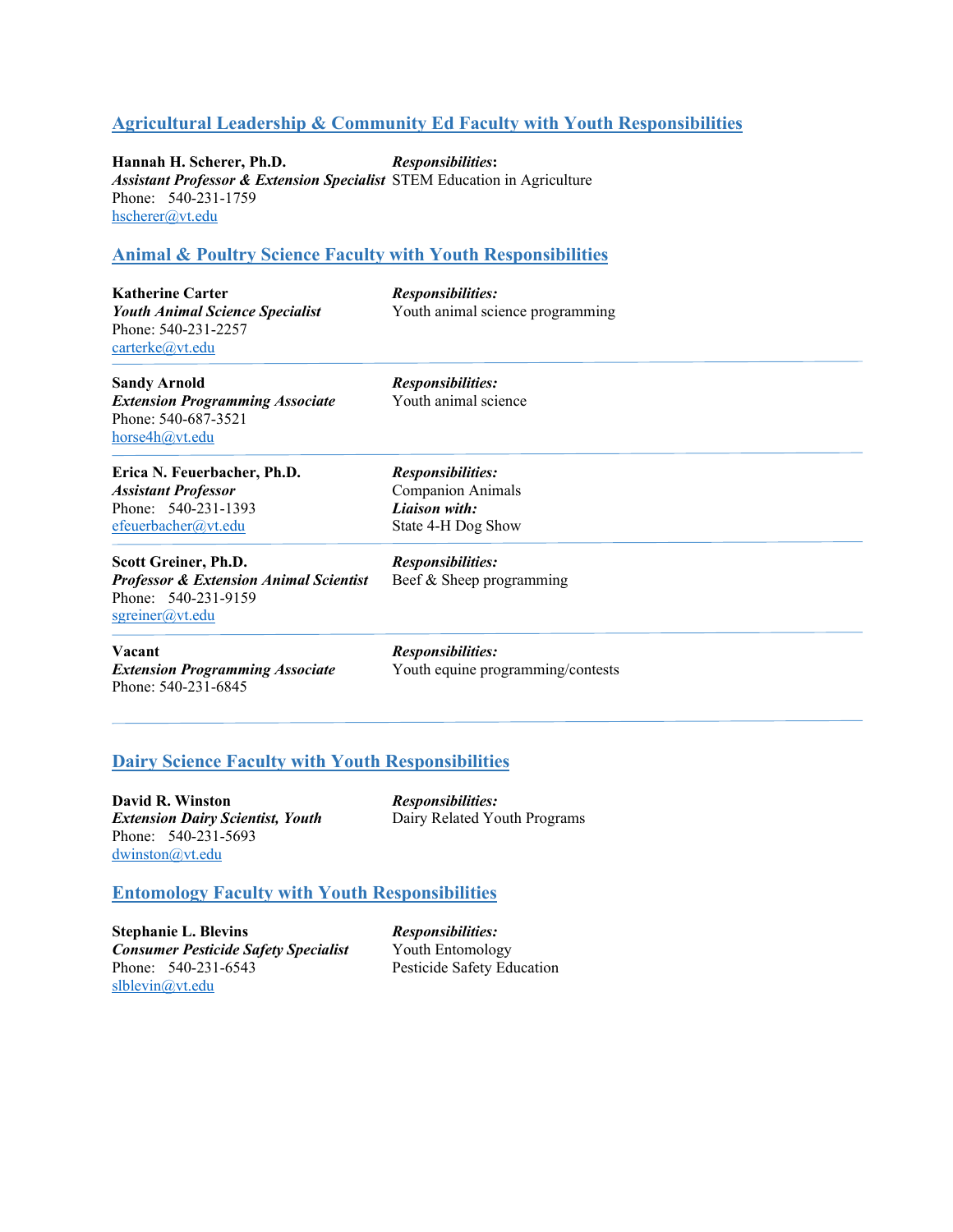## Agricultural Leadership & Community Ed Faculty with Youth Responsibilities

**Hannah H. Scherer, Ph.D.**
***Assistant Professor & Extension Specialist***
Phone: 540-231-1759
hscherer@vt.edu

***Responsibilities*:**
STEM Education in Agriculture

## Animal & Poultry Science Faculty with Youth Responsibilities

**Katherine Carter**
***Youth Animal Science Specialist***
Phone: 540-231-2257
carterke@vt.edu

***Responsibilities:***
Youth animal science programming

---

**Sandy Arnold**
***Extension Programming Associate***
Phone: 540-687-3521
horse4h@vt.edu

***Responsibilities:***
Youth animal science

---

**Erica N. Feuerbacher, Ph.D.**
***Assistant Professor***
Phone: 540-231-1393
efeuerbacher@vt.edu

***Responsibilities:***
Companion Animals
***Liaison with:***
State 4-H Dog Show

---

**Scott Greiner, Ph.D.**
***Professor & Extension Animal Scientist***
Phone: 540-231-9159
sgreiner@vt.edu

***Responsibilities:***
Beef & Sheep programming

---

**Vacant**
***Extension Programming Associate***
Phone: 540-231-6845

***Responsibilities:***
Youth equine programming/contests

---

## Dairy Science Faculty with Youth Responsibilities

**David R. Winston**
***Extension Dairy Scientist, Youth***
Phone: 540-231-5693
dwinston@vt.edu

***Responsibilities:***
Dairy Related Youth Programs

## Entomology Faculty with Youth Responsibilities

**Stephanie L. Blevins**
***Consumer Pesticide Safety Specialist***
Phone: 540-231-6543
slblevin@vt.edu

***Responsibilities:***
Youth Entomology
Pesticide Safety Education